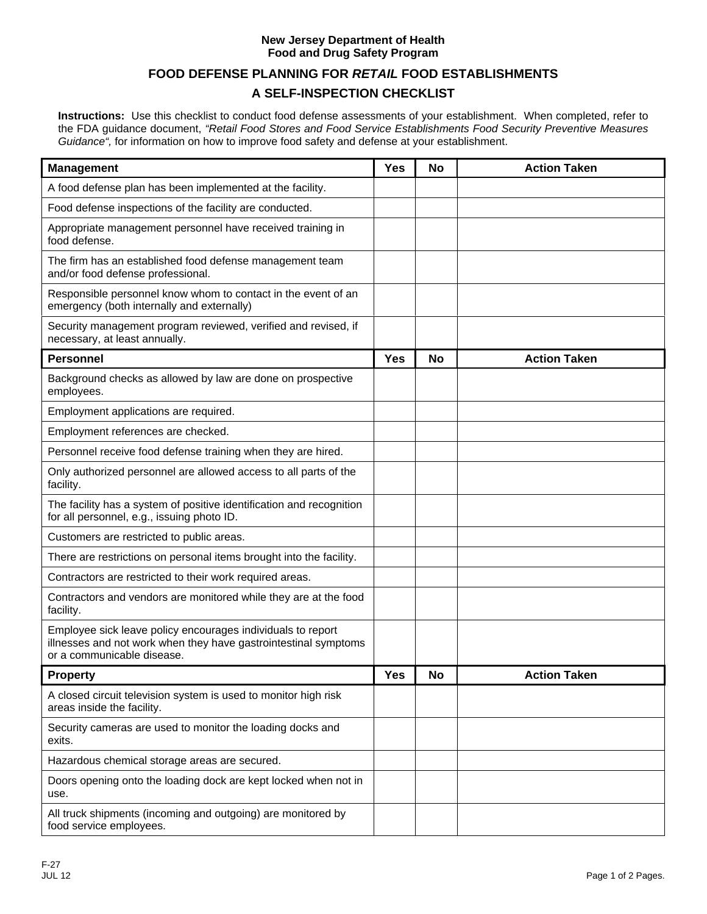**New Jersey Department of Health**
**Food and Drug Safety Program**

# FOOD DEFENSE PLANNING FOR *RETAIL* FOOD ESTABLISHMENTS

## A SELF-INSPECTION CHECKLIST

**Instructions:** Use this checklist to conduct food defense assessments of your establishment. When completed, refer to the FDA guidance document, *"Retail Food Stores and Food Service Establishments Food Security Preventive Measures Guidance"*, for information on how to improve food safety and defense at your establishment.

| Management | Yes | No | Action Taken |
|---|---|---|---|
| A food defense plan has been implemented at the facility. | | | |
| Food defense inspections of the facility are conducted. | | | |
| Appropriate management personnel have received training in food defense. | | | |
| The firm has an established food defense management team and/or food defense professional. | | | |
| Responsible personnel know whom to contact in the event of an emergency (both internally and externally) | | | |
| Security management program reviewed, verified and revised, if necessary, at least annually. | | | |
| **Personnel** | **Yes** | **No** | **Action Taken** |
| Background checks as allowed by law are done on prospective employees. | | | |
| Employment applications are required. | | | |
| Employment references are checked. | | | |
| Personnel receive food defense training when they are hired. | | | |
| Only authorized personnel are allowed access to all parts of the facility. | | | |
| The facility has a system of positive identification and recognition for all personnel, e.g., issuing photo ID. | | | |
| Customers are restricted to public areas. | | | |
| There are restrictions on personal items brought into the facility. | | | |
| Contractors are restricted to their work required areas. | | | |
| Contractors and vendors are monitored while they are at the food facility. | | | |
| Employee sick leave policy encourages individuals to report illnesses and not work when they have gastrointestinal symptoms or a communicable disease. | | | |
| **Property** | **Yes** | **No** | **Action Taken** |
| A closed circuit television system is used to monitor high risk areas inside the facility. | | | |
| Security cameras are used to monitor the loading docks and exits. | | | |
| Hazardous chemical storage areas are secured. | | | |
| Doors opening onto the loading dock are kept locked when not in use. | | | |
| All truck shipments (incoming and outgoing) are monitored by food service employees. | | | |

F-27
JUL 12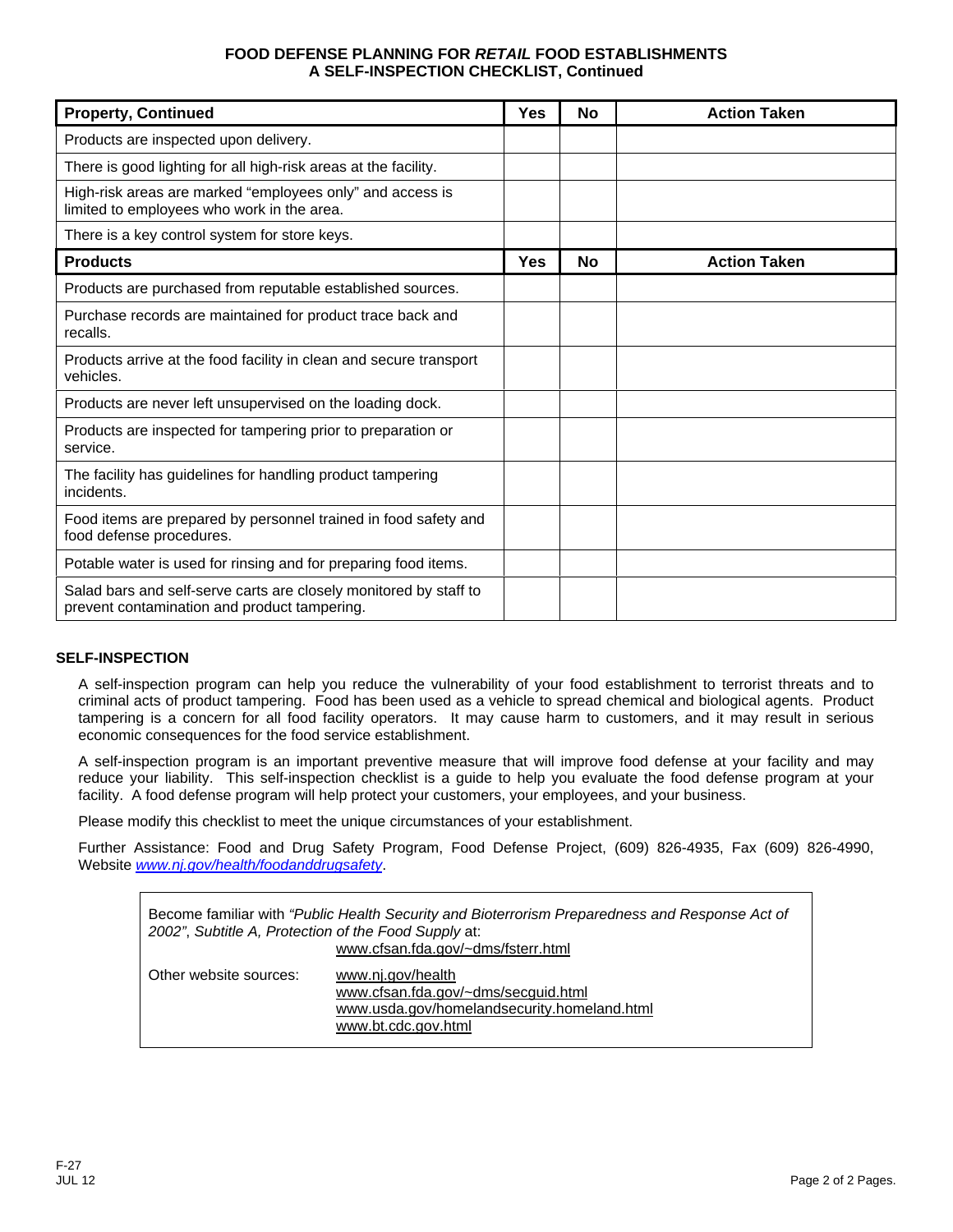## FOOD DEFENSE PLANNING FOR *RETAIL* FOOD ESTABLISHMENTS
## A SELF-INSPECTION CHECKLIST, Continued

| **Property, Continued** | **Yes** | **No** | **Action Taken** |
|---|---|---|---|
| Products are inspected upon delivery. | | | |
| There is good lighting for all high-risk areas at the facility. | | | |
| High-risk areas are marked "employees only" and access is limited to employees who work in the area. | | | |
| There is a key control system for store keys. | | | |
| **Products** | **Yes** | **No** | **Action Taken** |
| Products are purchased from reputable established sources. | | | |
| Purchase records are maintained for product trace back and recalls. | | | |
| Products arrive at the food facility in clean and secure transport vehicles. | | | |
| Products are never left unsupervised on the loading dock. | | | |
| Products are inspected for tampering prior to preparation or service. | | | |
| The facility has guidelines for handling product tampering incidents. | | | |
| Food items are prepared by personnel trained in food safety and food defense procedures. | | | |
| Potable water is used for rinsing and for preparing food items. | | | |
| Salad bars and self-serve carts are closely monitored by staff to prevent contamination and product tampering. | | | |

### SELF-INSPECTION

A self-inspection program can help you reduce the vulnerability of your food establishment to terrorist threats and to criminal acts of product tampering. Food has been used as a vehicle to spread chemical and biological agents. Product tampering is a concern for all food facility operators. It may cause harm to customers, and it may result in serious economic consequences for the food service establishment.

A self-inspection program is an important preventive measure that will improve food defense at your facility and may reduce your liability. This self-inspection checklist is a guide to help you evaluate the food defense program at your facility. A food defense program will help protect your customers, your employees, and your business.

Please modify this checklist to meet the unique circumstances of your establishment.

Further Assistance: Food and Drug Safety Program, Food Defense Project, (609) 826-4935, Fax (609) 826-4990, Website *www.nj.gov/health/foodanddrugsafety*.

Become familiar with *"Public Health Security and Bioterrorism Preparedness and Response Act of 2002", Subtitle A, Protection of the Food Supply* at:
www.cfsan.fda.gov/~dms/fsterr.html

Other website sources:
www.nj.gov/health
www.cfsan.fda.gov/~dms/secguid.html
www.usda.gov/homelandsecurity.homeland.html
www.bt.cdc.gov.html

F-27
JUL 12